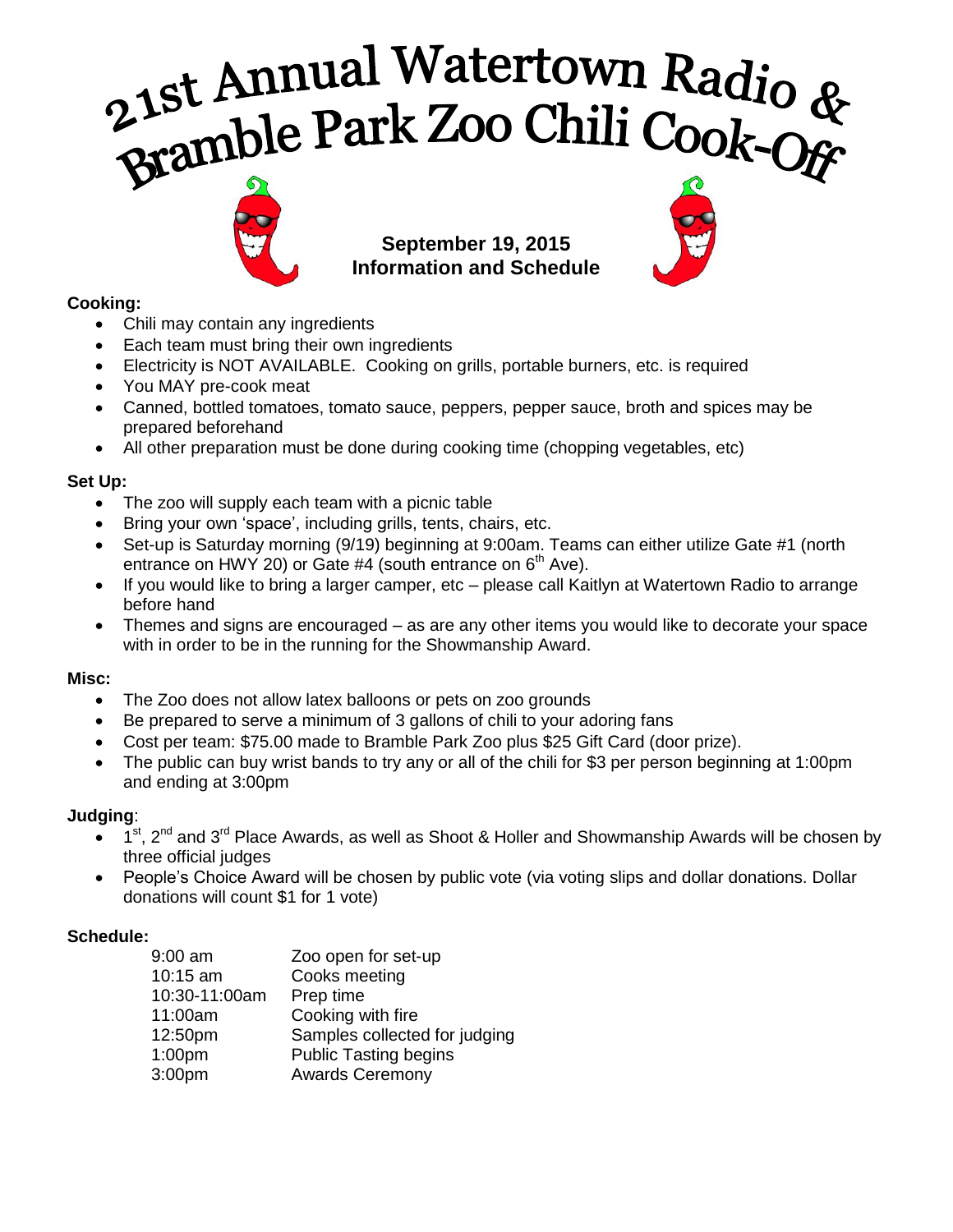# 21st Annual Watertown Radio & Bramble Park Zoo Chili Cook-Off

**September 19, 2015**
**Information and Schedule**

**Cooking:**

- Chili may contain any ingredients
- Each team must bring their own ingredients
- Electricity is NOT AVAILABLE. Cooking on grills, portable burners, etc. is required
- You MAY pre-cook meat
- Canned, bottled tomatoes, tomato sauce, peppers, pepper sauce, broth and spices may be prepared beforehand
- All other preparation must be done during cooking time (chopping vegetables, etc)

**Set Up:**

- The zoo will supply each team with a picnic table
- Bring your own 'space', including grills, tents, chairs, etc.
- Set-up is Saturday morning (9/19) beginning at 9:00am. Teams can either utilize Gate #1 (north entrance on HWY 20) or Gate #4 (south entrance on 6th Ave).
- If you would like to bring a larger camper, etc – please call Kaitlyn at Watertown Radio to arrange before hand
- Themes and signs are encouraged – as are any other items you would like to decorate your space with in order to be in the running for the Showmanship Award.

**Misc:**

- The Zoo does not allow latex balloons or pets on zoo grounds
- Be prepared to serve a minimum of 3 gallons of chili to your adoring fans
- Cost per team: $75.00 made to Bramble Park Zoo plus $25 Gift Card (door prize).
- The public can buy wrist bands to try any or all of the chili for $3 per person beginning at 1:00pm and ending at 3:00pm

**Judging**:

- 1st, 2nd and 3rd Place Awards, as well as Shoot & Holler and Showmanship Awards will be chosen by three official judges
- People's Choice Award will be chosen by public vote (via voting slips and dollar donations. Dollar donations will count $1 for 1 vote)

**Schedule:**

| | |
|---|---|
| 9:00 am | Zoo open for set-up |
| 10:15 am | Cooks meeting |
| 10:30-11:00am | Prep time |
| 11:00am | Cooking with fire |
| 12:50pm | Samples collected for judging |
| 1:00pm | Public Tasting begins |
| 3:00pm | Awards Ceremony |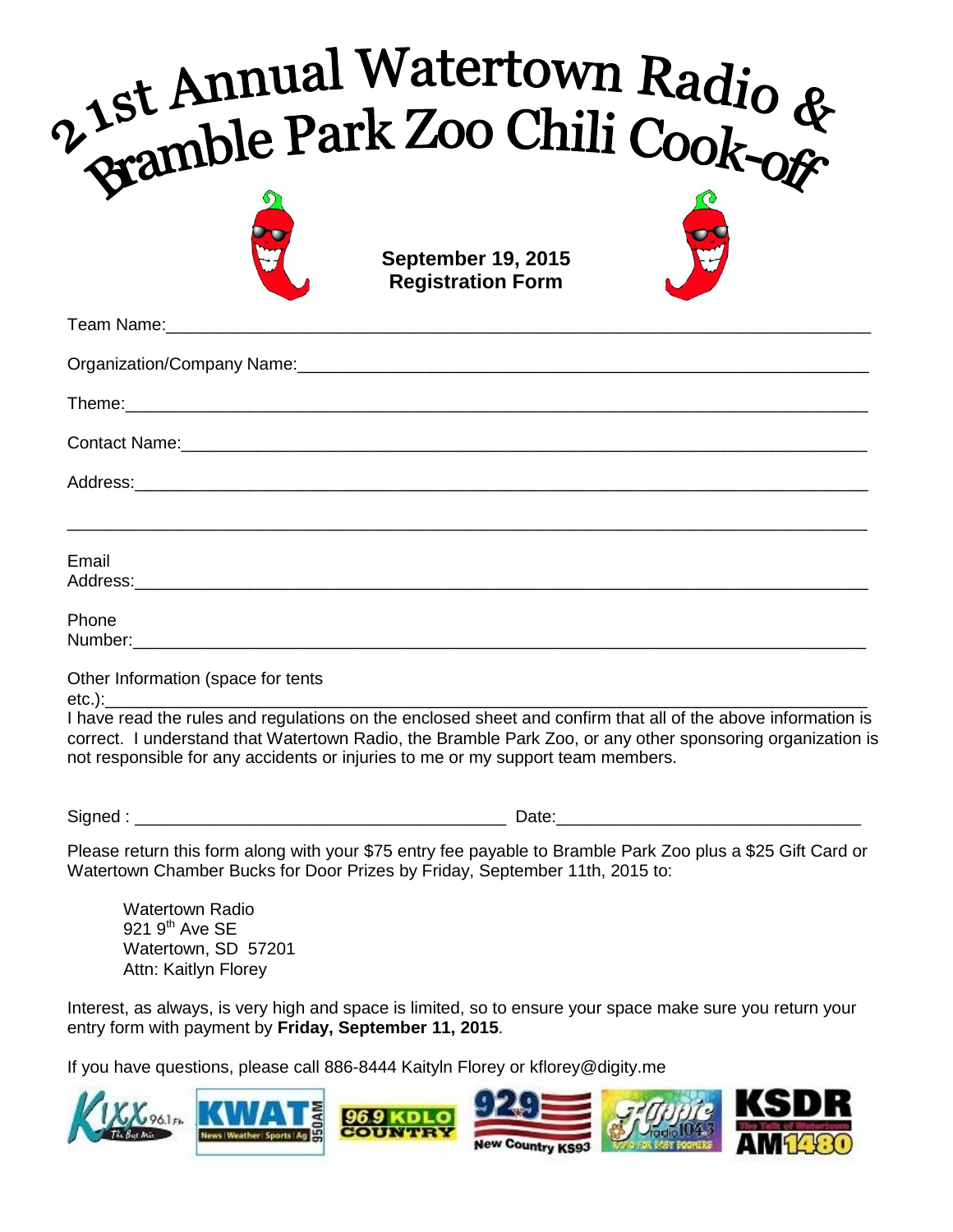# 21st Annual Watertown Radio & Bramble Park Zoo Chili Cook-off

**September 19, 2015**
**Registration Form**

Team Name:______________________________________________________________

Organization/Company Name:_______________________________________________

Theme:__________________________________________________________________

Contact Name:____________________________________________________________

Address:_________________________________________________________________

_________________________________________________________________________

Email Address:____________________________________________________________

Phone Number:____________________________________________________________

Other Information (space for tents etc.):___________________________________

I have read the rules and regulations on the enclosed sheet and confirm that all of the above information is correct. I understand that Watertown Radio, the Bramble Park Zoo, or any other sponsoring organization is not responsible for any accidents or injuries to me or my support team members.

Signed : ______________________________________ Date:______________________________

Please return this form along with your $75 entry fee payable to Bramble Park Zoo plus a $25 Gift Card or Watertown Chamber Bucks for Door Prizes by Friday, September 11th, 2015 to:

Watertown Radio
921 9th Ave SE
Watertown, SD 57201
Attn: Kaitlyn Florey

Interest, as always, is very high and space is limited, so to ensure your space make sure you return your entry form with payment by **Friday, September 11, 2015**.

If you have questions, please call 886-8444 Kaityln Florey or kflorey@digity.me